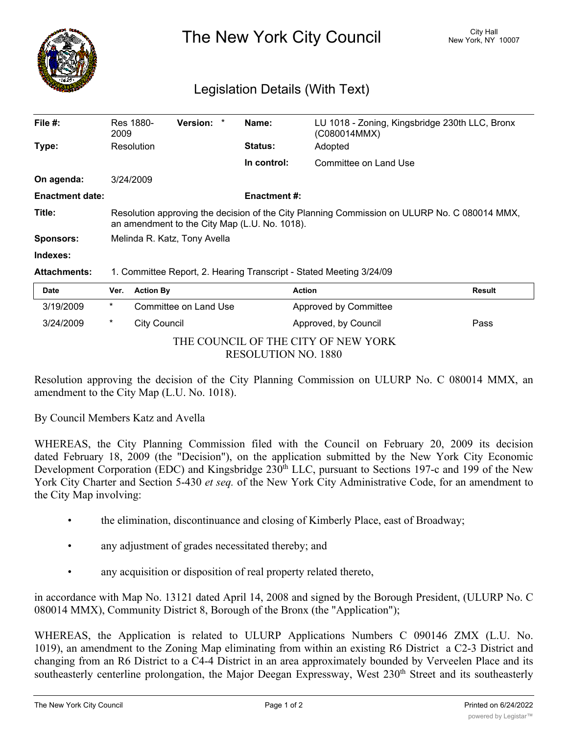# The New York City Council

City Hall
New York, NY 10007

## Legislation Details (With Text)

| | | | |
|---|---|---|---|
| **File #:** | Res 1880-2009 **Version:** * | **Name:** | LU 1018 - Zoning, Kingsbridge 230th LLC, Bronx (C080014MMX) |
| **Type:** | Resolution | **Status:** | Adopted |
| | | **In control:** | Committee on Land Use |
| **On agenda:** | 3/24/2009 | | |
| **Enactment date:** | | **Enactment #:** | |
| **Title:** | Resolution approving the decision of the City Planning Commission on ULURP No. C 080014 MMX, an amendment to the City Map (L.U. No. 1018). | | |
| **Sponsors:** | Melinda R. Katz, Tony Avella | | |
| **Indexes:** | | | |
| **Attachments:** | 1. Committee Report, 2. Hearing Transcript - Stated Meeting 3/24/09 | | |

| Date | Ver. | Action By | Action | Result |
|---|---|---|---|---|
| 3/19/2009 | * | Committee on Land Use | Approved by Committee | |
| 3/24/2009 | * | City Council | Approved, by Council | Pass |

THE COUNCIL OF THE CITY OF NEW YORK
RESOLUTION NO. 1880

Resolution approving the decision of the City Planning Commission on ULURP No. C 080014 MMX, an amendment to the City Map (L.U. No. 1018).

By Council Members Katz and Avella

WHEREAS, the City Planning Commission filed with the Council on February 20, 2009 its decision dated February 18, 2009 (the "Decision"), on the application submitted by the New York City Economic Development Corporation (EDC) and Kingsbridge 230th LLC, pursuant to Sections 197-c and 199 of the New York City Charter and Section 5-430 *et seq.* of the New York City Administrative Code, for an amendment to the City Map involving:

- the elimination, discontinuance and closing of Kimberly Place, east of Broadway;
- any adjustment of grades necessitated thereby; and
- any acquisition or disposition of real property related thereto,

in accordance with Map No. 13121 dated April 14, 2008 and signed by the Borough President, (ULURP No. C 080014 MMX), Community District 8, Borough of the Bronx (the "Application");

WHEREAS, the Application is related to ULURP Applications Numbers C 090146 ZMX (L.U. No. 1019), an amendment to the Zoning Map eliminating from within an existing R6 District a C2-3 District and changing from an R6 District to a C4-4 District in an area approximately bounded by Verveelen Place and its southeasterly centerline prolongation, the Major Deegan Expressway, West 230th Street and its southeasterly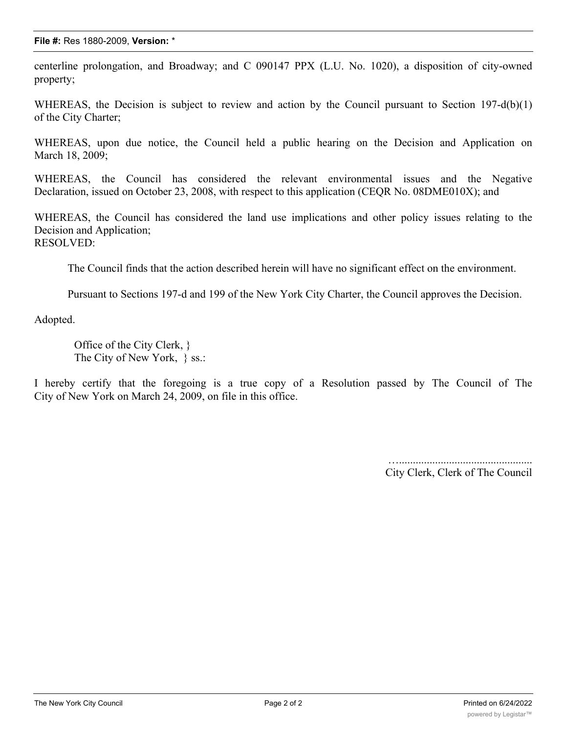centerline prolongation, and Broadway; and C 090147 PPX (L.U. No. 1020), a disposition of city-owned property;

WHEREAS, the Decision is subject to review and action by the Council pursuant to Section 197-d(b)(1) of the City Charter;

WHEREAS, upon due notice, the Council held a public hearing on the Decision and Application on March 18, 2009;

WHEREAS, the Council has considered the relevant environmental issues and the Negative Declaration, issued on October 23, 2008, with respect to this application (CEQR No. 08DME010X); and

WHEREAS, the Council has considered the land use implications and other policy issues relating to the Decision and Application;

RESOLVED:

The Council finds that the action described herein will have no significant effect on the environment.

Pursuant to Sections 197-d and 199 of the New York City Charter, the Council approves the Decision.

Adopted.

Office of the City Clerk, }
The City of New York, } ss.:

I hereby certify that the foregoing is a true copy of a Resolution passed by The Council of The City of New York on March 24, 2009, on file in this office.

…..............................................
City Clerk, Clerk of The Council